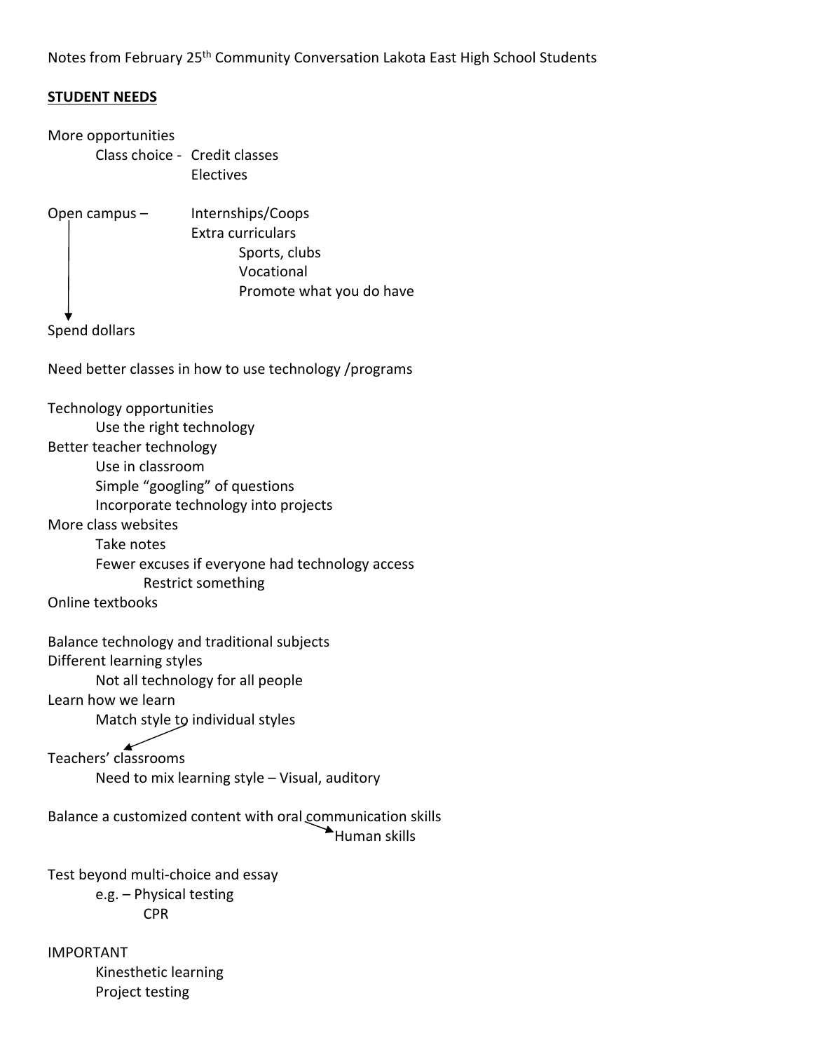Notes from February 25th Community Conversation Lakota East High School Students

**STUDENT NEEDS**

More opportunities

- Class choice - Credit classes
  - Electives

Open campus –

- Internships/Coops
- Extra curriculars
  - Sports, clubs
  - Vocational
  - Promote what you do have

↓ Spend dollars

Need better classes in how to use technology /programs

Technology opportunities

- Use the right technology

Better teacher technology

- Use in classroom
- Simple "googling" of questions
- Incorporate technology into projects

More class websites

- Take notes
- Fewer excuses if everyone had technology access
  - Restrict something

Online textbooks

Balance technology and traditional subjects

Different learning styles

- Not all technology for all people

Learn how we learn

- Match style to individual styles

Teachers' classrooms

- Need to mix learning style – Visual, auditory

Balance a customized content with oral communication skills → Human skills

Test beyond multi-choice and essay

- e.g. – Physical testing
  - CPR

IMPORTANT

- Kinesthetic learning
- Project testing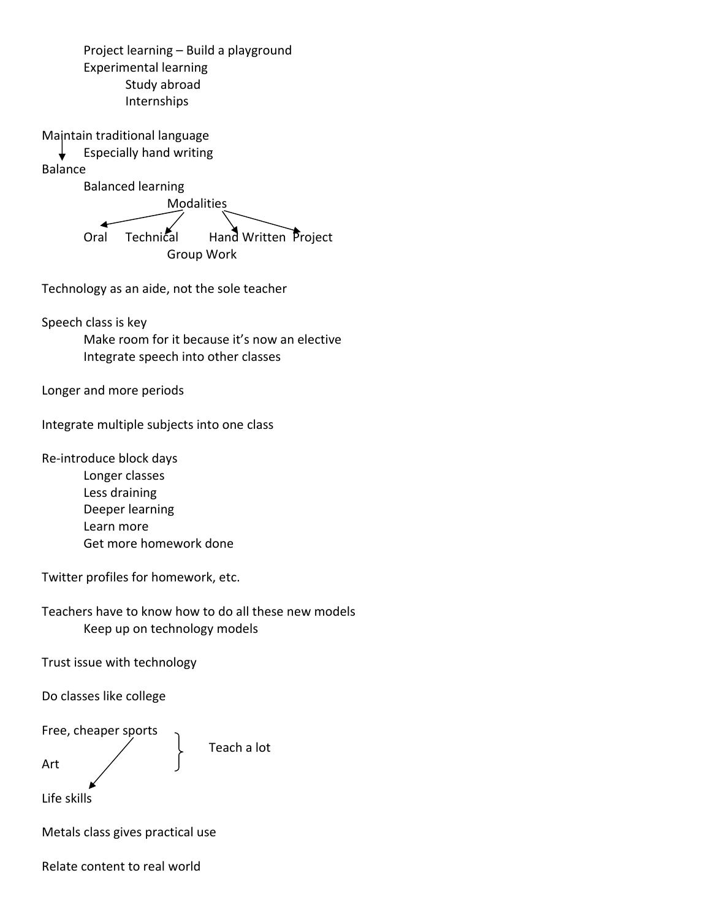- Project learning – Build a playground
- Experimental learning
  - Study abroad
  - Internships

Maintain traditional language
↓
- Especially hand writing

Balance
- Balanced learning
  - Modalities
    - Oral
    - Technical
    - Hand Written
    - Project
    - Group Work

Technology as an aide, not the sole teacher

Speech class is key
- Make room for it because it's now an elective
- Integrate speech into other classes

Longer and more periods

Integrate multiple subjects into one class

Re-introduce block days
- Longer classes
- Less draining
- Deeper learning
- Learn more
- Get more homework done

Twitter profiles for homework, etc.

Teachers have to know how to do all these new models
- Keep up on technology models

Trust issue with technology

Do classes like college

Free, cheaper sports ↘ Life skills

Art

} Teach a lot (Free, cheaper sports; Art)

Life skills

Metals class gives practical use

Relate content to real world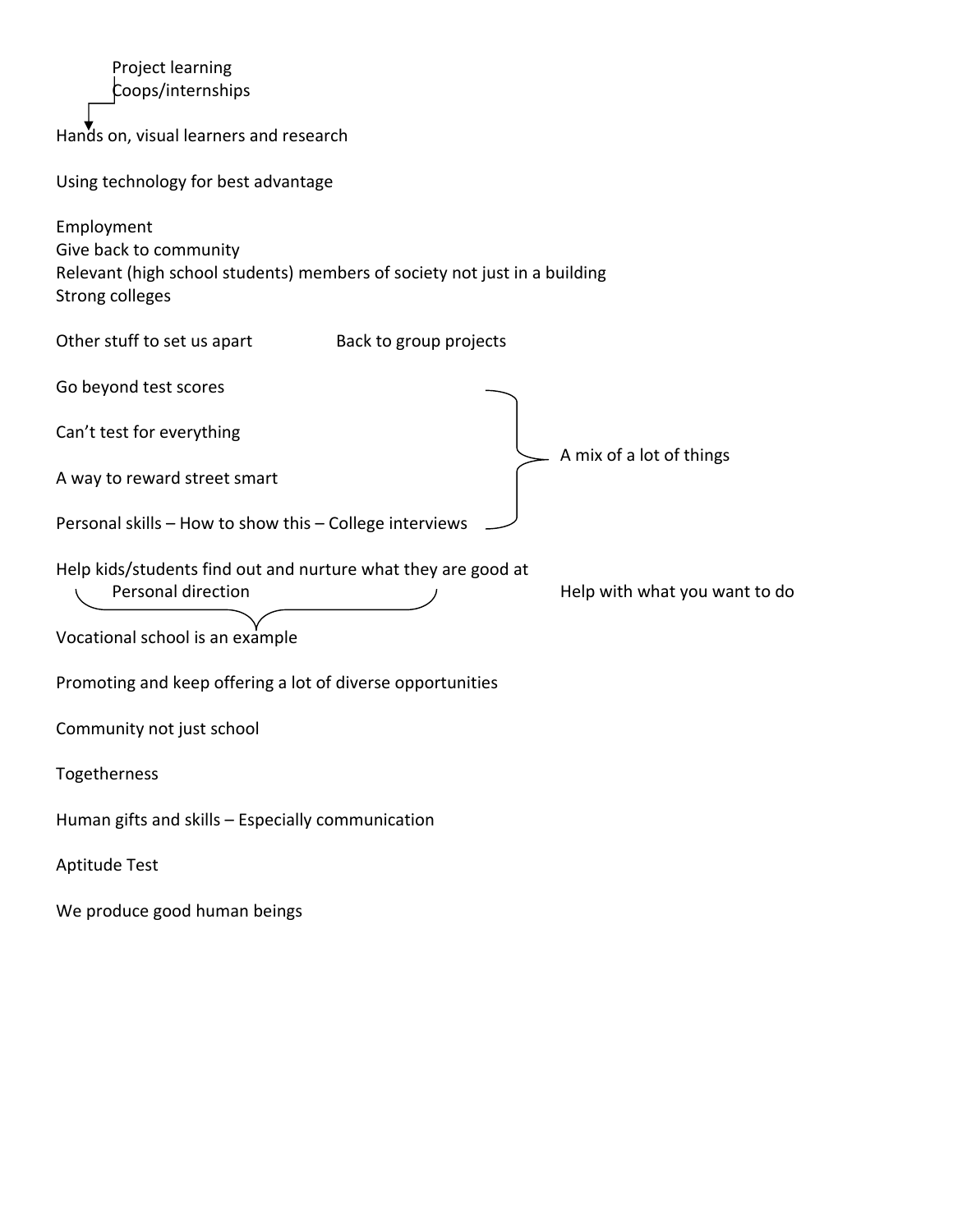Project learning
Coops/internships

Hands on, visual learners and research

Using technology for best advantage

Employment
Give back to community
Relevant (high school students) members of society not just in a building
Strong colleges

Other stuff to set us apart

Back to group projects

Go beyond test scores

Can't test for everything

A way to reward street smart

Personal skills – How to show this – College interviews

A mix of a lot of things

Help kids/students find out and nurture what they are good at
Personal direction

Help with what you want to do

Vocational school is an example

Promoting and keep offering a lot of diverse opportunities

Community not just school

Togetherness

Human gifts and skills – Especially communication

Aptitude Test

We produce good human beings